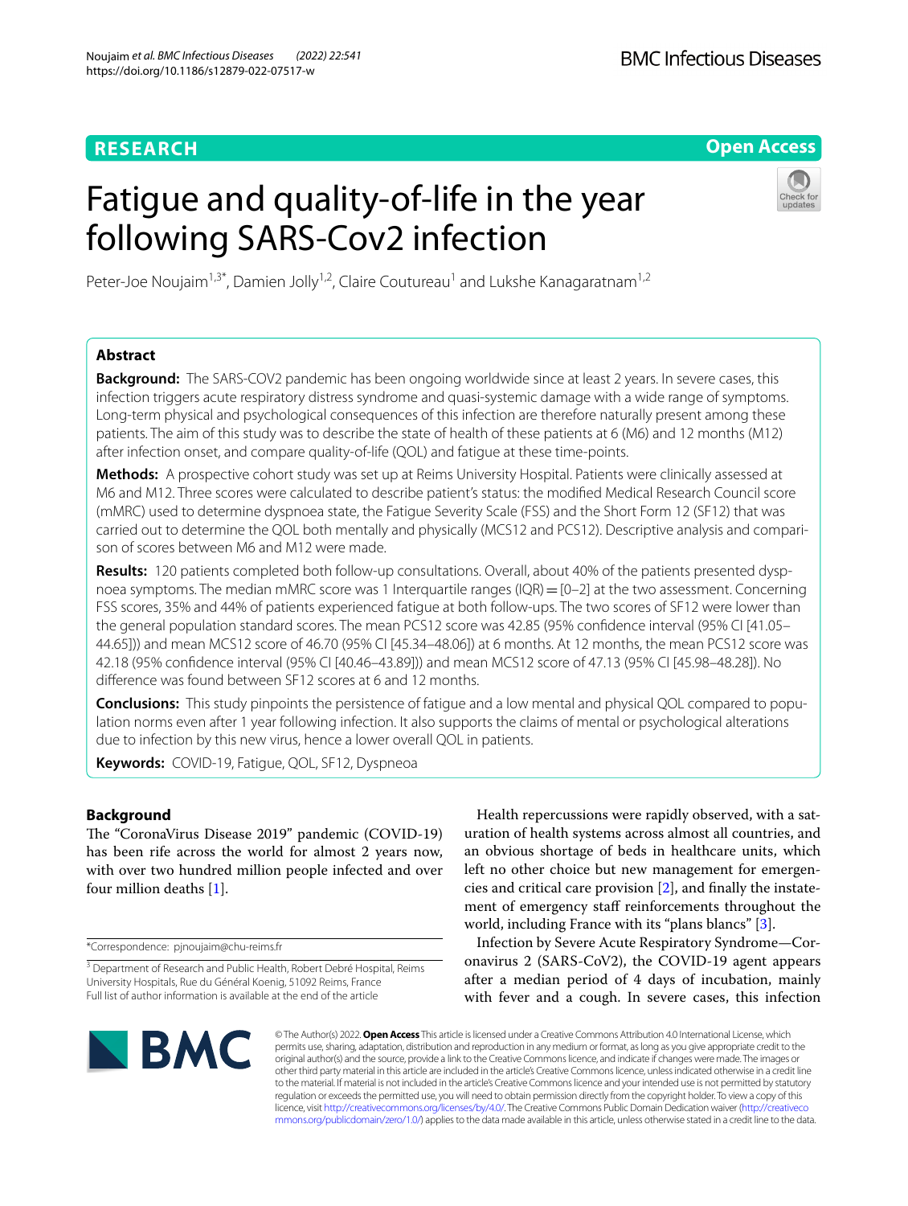RESEARCH

Open Access

# Fatigue and quality-of-life in the year following SARS-Cov2 infection

Peter-Joe Noujaim[1,3*], Damien Jolly[1,2], Claire Coutureau[1] and Lukshe Kanagaratnam[1,2]

## Abstract

**Background:** The SARS-COV2 pandemic has been ongoing worldwide since at least 2 years. In severe cases, this infection triggers acute respiratory distress syndrome and quasi-systemic damage with a wide range of symptoms. Long-term physical and psychological consequences of this infection are therefore naturally present among these patients. The aim of this study was to describe the state of health of these patients at 6 (M6) and 12 months (M12) after infection onset, and compare quality-of-life (QOL) and fatigue at these time-points.

**Methods:** A prospective cohort study was set up at Reims University Hospital. Patients were clinically assessed at M6 and M12. Three scores were calculated to describe patient's status: the modified Medical Research Council score (mMRC) used to determine dyspnoea state, the Fatigue Severity Scale (FSS) and the Short Form 12 (SF12) that was carried out to determine the QOL both mentally and physically (MCS12 and PCS12). Descriptive analysis and comparison of scores between M6 and M12 were made.

**Results:** 120 patients completed both follow-up consultations. Overall, about 40% of the patients presented dyspnoea symptoms. The median mMRC score was 1 Interquartile ranges (IQR) = [0–2] at the two assessment. Concerning FSS scores, 35% and 44% of patients experienced fatigue at both follow-ups. The two scores of SF12 were lower than the general population standard scores. The mean PCS12 score was 42.85 (95% confidence interval (95% CI [41.05–44.65])) and mean MCS12 score of 46.70 (95% CI [45.34–48.06]) at 6 months. At 12 months, the mean PCS12 score was 42.18 (95% confidence interval (95% CI [40.46–43.89])) and mean MCS12 score of 47.13 (95% CI [45.98–48.28]). No difference was found between SF12 scores at 6 and 12 months.

**Conclusions:** This study pinpoints the persistence of fatigue and a low mental and physical QOL compared to population norms even after 1 year following infection. It also supports the claims of mental or psychological alterations due to infection by this new virus, hence a lower overall QOL in patients.

**Keywords:** COVID-19, Fatigue, QOL, SF12, Dyspnoea

## Background

The "CoronaVirus Disease 2019" pandemic (COVID-19) has been rife across the world for almost 2 years now, with over two hundred million people infected and over four million deaths [1].

Health repercussions were rapidly observed, with a saturation of health systems across almost all countries, and an obvious shortage of beds in healthcare units, which left no other choice but new management for emergencies and critical care provision [2], and finally the instatement of emergency staff reinforcements throughout the world, including France with its "plans blancs" [3].

Infection by Severe Acute Respiratory Syndrome—Coronavirus 2 (SARS-CoV2), the COVID-19 agent appears after a median period of 4 days of incubation, mainly with fever and a cough. In severe cases, this infection

*Correspondence: pjnoujaim@chu-reims.fr

[3] Department of Research and Public Health, Robert Debré Hospital, Reims University Hospitals, Rue du Général Koenig, 51092 Reims, France

Full list of author information is available at the end of the article

© The Author(s) 2022. **Open Access** This article is licensed under a Creative Commons Attribution 4.0 International License, which permits use, sharing, adaptation, distribution and reproduction in any medium or format, as long as you give appropriate credit to the original author(s) and the source, provide a link to the Creative Commons licence, and indicate if changes were made. The images or other third party material in this article are included in the article's Creative Commons licence, unless indicated otherwise in a credit line to the material. If material is not included in the article's Creative Commons licence and your intended use is not permitted by statutory regulation or exceeds the permitted use, you will need to obtain permission directly from the copyright holder. To view a copy of this licence, visit http://creativecommons.org/licenses/by/4.0/. The Creative Commons Public Domain Dedication waiver (http://creativecommons.org/publicdomain/zero/1.0/) applies to the data made available in this article, unless otherwise stated in a credit line to the data.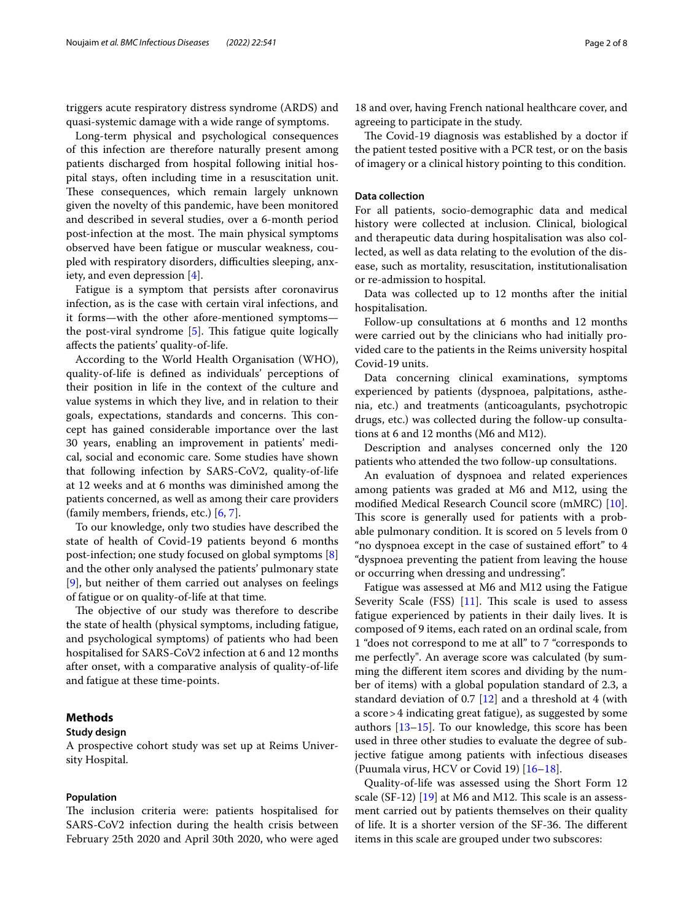triggers acute respiratory distress syndrome (ARDS) and quasi-systemic damage with a wide range of symptoms.

Long-term physical and psychological consequences of this infection are therefore naturally present among patients discharged from hospital following initial hospital stays, often including time in a resuscitation unit. These consequences, which remain largely unknown given the novelty of this pandemic, have been monitored and described in several studies, over a 6-month period post-infection at the most. The main physical symptoms observed have been fatigue or muscular weakness, coupled with respiratory disorders, difficulties sleeping, anxiety, and even depression [4].

Fatigue is a symptom that persists after coronavirus infection, as is the case with certain viral infections, and it forms—with the other afore-mentioned symptoms—the post-viral syndrome [5]. This fatigue quite logically affects the patients' quality-of-life.

According to the World Health Organisation (WHO), quality-of-life is defined as individuals' perceptions of their position in life in the context of the culture and value systems in which they live, and in relation to their goals, expectations, standards and concerns. This concept has gained considerable importance over the last 30 years, enabling an improvement in patients' medical, social and economic care. Some studies have shown that following infection by SARS-CoV2, quality-of-life at 12 weeks and at 6 months was diminished among the patients concerned, as well as among their care providers (family members, friends, etc.) [6, 7].

To our knowledge, only two studies have described the state of health of Covid-19 patients beyond 6 months post-infection; one study focused on global symptoms [8] and the other only analysed the patients' pulmonary state [9], but neither of them carried out analyses on feelings of fatigue or on quality-of-life at that time.

The objective of our study was therefore to describe the state of health (physical symptoms, including fatigue, and psychological symptoms) of patients who had been hospitalised for SARS-CoV2 infection at 6 and 12 months after onset, with a comparative analysis of quality-of-life and fatigue at these time-points.

## Methods

### Study design

A prospective cohort study was set up at Reims University Hospital.

### Population

The inclusion criteria were: patients hospitalised for SARS-CoV2 infection during the health crisis between February 25th 2020 and April 30th 2020, who were aged 18 and over, having French national healthcare cover, and agreeing to participate in the study.

The Covid-19 diagnosis was established by a doctor if the patient tested positive with a PCR test, or on the basis of imagery or a clinical history pointing to this condition.

### Data collection

For all patients, socio-demographic data and medical history were collected at inclusion. Clinical, biological and therapeutic data during hospitalisation was also collected, as well as data relating to the evolution of the disease, such as mortality, resuscitation, institutionalisation or re-admission to hospital.

Data was collected up to 12 months after the initial hospitalisation.

Follow-up consultations at 6 months and 12 months were carried out by the clinicians who had initially provided care to the patients in the Reims university hospital Covid-19 units.

Data concerning clinical examinations, symptoms experienced by patients (dyspnoea, palpitations, asthenia, etc.) and treatments (anticoagulants, psychotropic drugs, etc.) was collected during the follow-up consultations at 6 and 12 months (M6 and M12).

Description and analyses concerned only the 120 patients who attended the two follow-up consultations.

An evaluation of dyspnoea and related experiences among patients was graded at M6 and M12, using the modified Medical Research Council score (mMRC) [10]. This score is generally used for patients with a probable pulmonary condition. It is scored on 5 levels from 0 "no dyspnoea except in the case of sustained effort" to 4 "dyspnoea preventing the patient from leaving the house or occurring when dressing and undressing".

Fatigue was assessed at M6 and M12 using the Fatigue Severity Scale (FSS) [11]. This scale is used to assess fatigue experienced by patients in their daily lives. It is composed of 9 items, each rated on an ordinal scale, from 1 "does not correspond to me at all" to 7 "corresponds to me perfectly". An average score was calculated (by summing the different item scores and dividing by the number of items) with a global population standard of 2.3, a standard deviation of 0.7 [12] and a threshold at 4 (with a score > 4 indicating great fatigue), as suggested by some authors [13–15]. To our knowledge, this score has been used in three other studies to evaluate the degree of subjective fatigue among patients with infectious diseases (Puumala virus, HCV or Covid 19) [16–18].

Quality-of-life was assessed using the Short Form 12 scale (SF-12) [19] at M6 and M12. This scale is an assessment carried out by patients themselves on their quality of life. It is a shorter version of the SF-36. The different items in this scale are grouped under two subscores: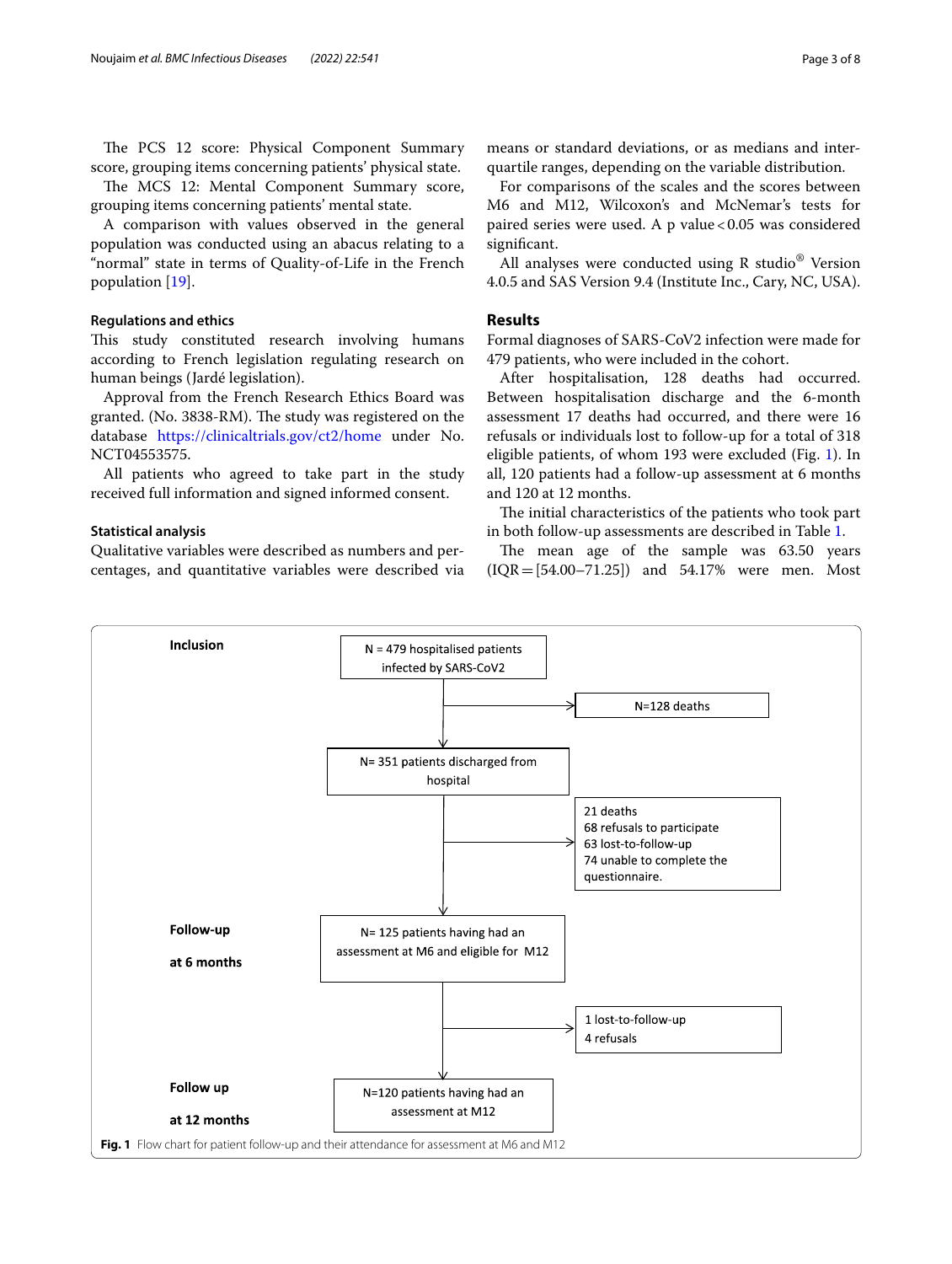The PCS 12 score: Physical Component Summary score, grouping items concerning patients' physical state.

The MCS 12: Mental Component Summary score, grouping items concerning patients' mental state.

A comparison with values observed in the general population was conducted using an abacus relating to a "normal" state in terms of Quality-of-Life in the French population [19].

### Regulations and ethics

This study constituted research involving humans according to French legislation regulating research on human beings (Jardé legislation).

Approval from the French Research Ethics Board was granted. (No. 3838-RM). The study was registered on the database https://clinicaltrials.gov/ct2/home under No. NCT04553575.

All patients who agreed to take part in the study received full information and signed informed consent.

### Statistical analysis

Qualitative variables were described as numbers and percentages, and quantitative variables were described via means or standard deviations, or as medians and interquartile ranges, depending on the variable distribution.

For comparisons of the scales and the scores between M6 and M12, Wilcoxon's and McNemar's tests for paired series were used. A p value < 0.05 was considered significant.

All analyses were conducted using R studio® Version 4.0.5 and SAS Version 9.4 (Institute Inc., Cary, NC, USA).

## Results

Formal diagnoses of SARS-CoV2 infection were made for 479 patients, who were included in the cohort.

After hospitalisation, 128 deaths had occurred. Between hospitalisation discharge and the 6-month assessment 17 deaths had occurred, and there were 16 refusals or individuals lost to follow-up for a total of 318 eligible patients, of whom 193 were excluded (Fig. 1). In all, 120 patients had a follow-up assessment at 6 months and 120 at 12 months.

The initial characteristics of the patients who took part in both follow-up assessments are described in Table 1.

The mean age of the sample was 63.50 years (IQR = [54.00–71.25]) and 54.17% were men. Most

**Inclusion**

N = 479 hospitalised patients infected by SARS-CoV2

→ N=128 deaths

N= 351 patients discharged from hospital

→ 21 deaths
68 refusals to participate
63 lost-to-follow-up
74 unable to complete the questionnaire.

**Follow-up at 6 months**

N= 125 patients having had an assessment at M6 and eligible for M12

→ 1 lost-to-follow-up
4 refusals

**Follow up at 12 months**

N=120 patients having had an assessment at M12

**Fig. 1** Flow chart for patient follow-up and their attendance for assessment at M6 and M12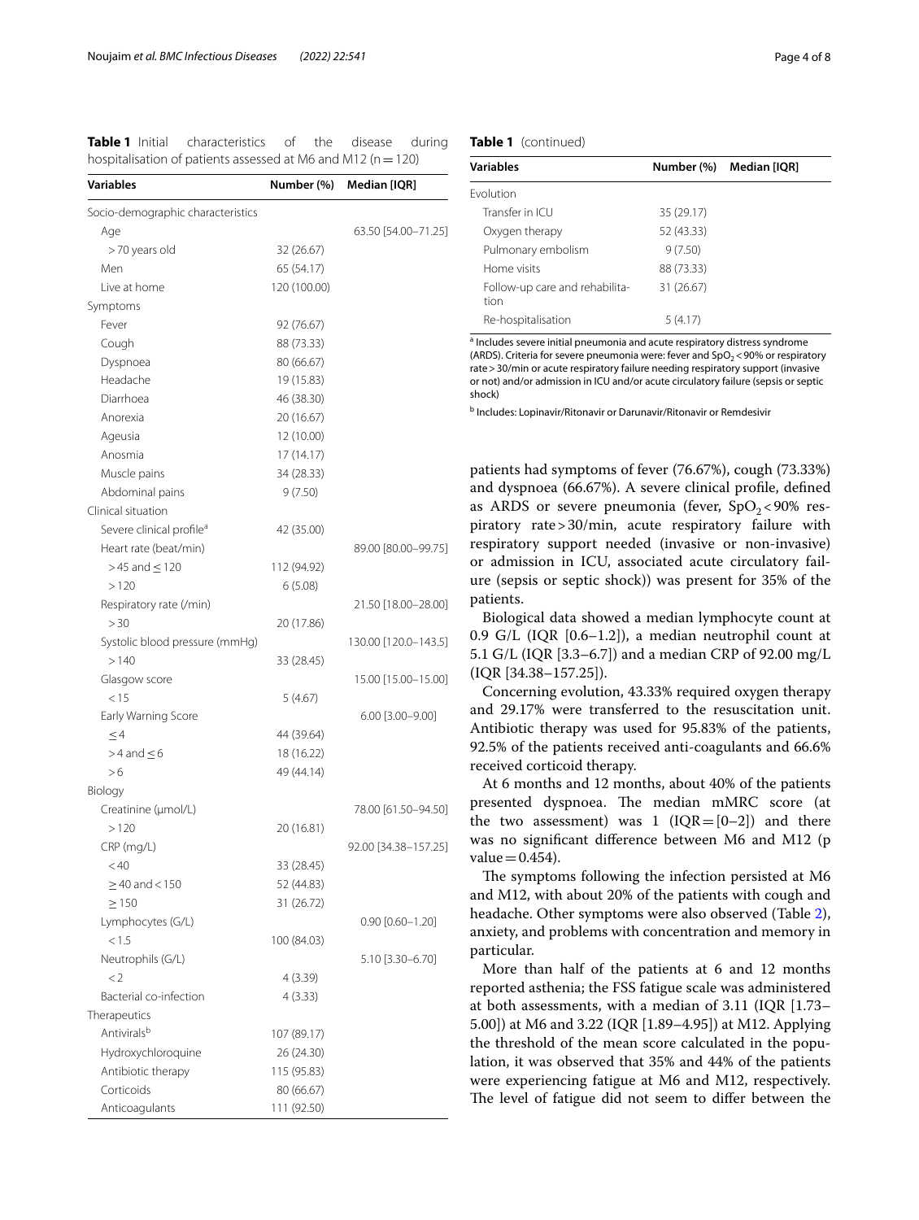**Table 1** Initial characteristics of the disease during hospitalisation of patients assessed at M6 and M12 (n = 120)

| Variables | Number (%) | Median [IQR] |
|---|---|---|
| Socio-demographic characteristics | | |
| Age | | 63.50 [54.00–71.25] |
| > 70 years old | 32 (26.67) | |
| Men | 65 (54.17) | |
| Live at home | 120 (100.00) | |
| Symptoms | | |
| Fever | 92 (76.67) | |
| Cough | 88 (73.33) | |
| Dyspnoea | 80 (66.67) | |
| Headache | 19 (15.83) | |
| Diarrhoea | 46 (38.30) | |
| Anorexia | 20 (16.67) | |
| Ageusia | 12 (10.00) | |
| Anosmia | 17 (14.17) | |
| Muscle pains | 34 (28.33) | |
| Abdominal pains | 9 (7.50) | |
| Clinical situation | | |
| Severe clinical profile[a] | 42 (35.00) | |
| Heart rate (beat/min) | | 89.00 [80.00–99.75] |
| > 45 and ≤ 120 | 112 (94.92) | |
| > 120 | 6 (5.08) | |
| Respiratory rate (/min) | | 21.50 [18.00–28.00] |
| > 30 | 20 (17.86) | |
| Systolic blood pressure (mmHg) | | 130.00 [120.0–143.5] |
| > 140 | 33 (28.45) | |
| Glasgow score | | 15.00 [15.00–15.00] |
| < 15 | 5 (4.67) | |
| Early Warning Score | | 6.00 [3.00–9.00] |
| ≤ 4 | 44 (39.64) | |
| > 4 and ≤ 6 | 18 (16.22) | |
| > 6 | 49 (44.14) | |
| Biology | | |
| Creatinine (µmol/L) | | 78.00 [61.50–94.50] |
| > 120 | 20 (16.81) | |
| CRP (mg/L) | | 92.00 [34.38–157.25] |
| < 40 | 33 (28.45) | |
| ≥ 40 and < 150 | 52 (44.83) | |
| ≥ 150 | 31 (26.72) | |
| Lymphocytes (G/L) | | 0.90 [0.60–1.20] |
| < 1.5 | 100 (84.03) | |
| Neutrophils (G/L) | | 5.10 [3.30–6.70] |
| < 2 | 4 (3.39) | |
| Bacterial co-infection | 4 (3.33) | |
| Therapeutics | | |
| Antivirals[b] | 107 (89.17) | |
| Hydroxychloroquine | 26 (24.30) | |
| Antibiotic therapy | 115 (95.83) | |
| Corticoids | 80 (66.67) | |
| Anticoagulants | 111 (92.50) | |
| Evolution | | |
| Transfer in ICU | 35 (29.17) | |
| Oxygen therapy | 52 (43.33) | |
| Pulmonary embolism | 9 (7.50) | |
| Home visits | 88 (73.33) | |
| Follow-up care and rehabilitation | 31 (26.67) | |
| Re-hospitalisation | 5 (4.17) | |

[a] Includes severe initial pneumonia and acute respiratory distress syndrome (ARDS). Criteria for severe pneumonia were: fever and $SpO_2 < 90\%$ or respiratory rate > 30/min or acute respiratory failure needing respiratory support (invasive or not) and/or admission in ICU and/or acute circulatory failure (sepsis or septic shock)

[b] Includes: Lopinavir/Ritonavir or Darunavir/Ritonavir or Remdesivir

patients had symptoms of fever (76.67%), cough (73.33%) and dyspnoea (66.67%). A severe clinical profile, defined as ARDS or severe pneumonia (fever, $SpO_2 < 90\%$ respiratory rate > 30/min, acute respiratory failure with respiratory support needed (invasive or non-invasive) or admission in ICU, associated acute circulatory failure (sepsis or septic shock)) was present for 35% of the patients.

Biological data showed a median lymphocyte count at 0.9 G/L (IQR [0.6–1.2]), a median neutrophil count at 5.1 G/L (IQR [3.3–6.7]) and a median CRP of 92.00 mg/L (IQR [34.38–157.25]).

Concerning evolution, 43.33% required oxygen therapy and 29.17% were transferred to the resuscitation unit. Antibiotic therapy was used for 95.83% of the patients, 92.5% of the patients received anti-coagulants and 66.6% received corticoid therapy.

At 6 months and 12 months, about 40% of the patients presented dyspnoea. The median mMRC score (at the two assessment) was 1 (IQR = [0–2]) and there was no significant difference between M6 and M12 (p value = 0.454).

The symptoms following the infection persisted at M6 and M12, with about 20% of the patients with cough and headache. Other symptoms were also observed (Table 2), anxiety, and problems with concentration and memory in particular.

More than half of the patients at 6 and 12 months reported asthenia; the FSS fatigue scale was administered at both assessments, with a median of 3.11 (IQR [1.73–5.00]) at M6 and 3.22 (IQR [1.89–4.95]) at M12. Applying the threshold of the mean score calculated in the population, it was observed that 35% and 44% of the patients were experiencing fatigue at M6 and M12, respectively. The level of fatigue did not seem to differ between the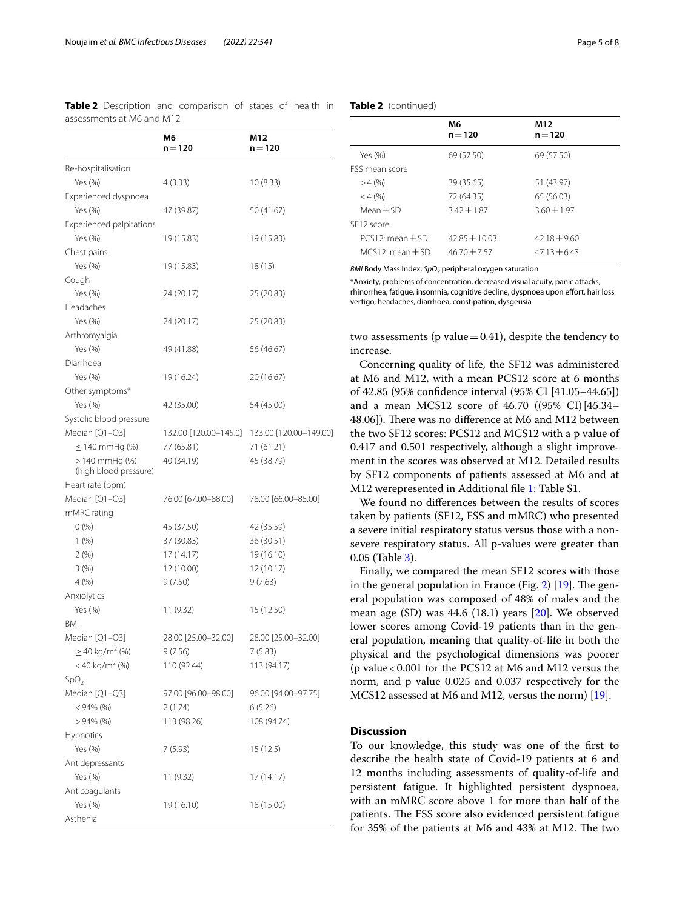**Table 2** Description and comparison of states of health in assessments at M6 and M12

| | M6<br>n = 120 | M12<br>n = 120 |
|---|---|---|
| Re-hospitalisation | | |
| Yes (%) | 4 (3.33) | 10 (8.33) |
| Experienced dyspnoea | | |
| Yes (%) | 47 (39.87) | 50 (41.67) |
| Experienced palpitations | | |
| Yes (%) | 19 (15.83) | 19 (15.83) |
| Chest pains | | |
| Yes (%) | 19 (15.83) | 18 (15) |
| Cough | | |
| Yes (%) | 24 (20.17) | 25 (20.83) |
| Headaches | | |
| Yes (%) | 24 (20.17) | 25 (20.83) |
| Arthromyalgia | | |
| Yes (%) | 49 (41.88) | 56 (46.67) |
| Diarrhoea | | |
| Yes (%) | 19 (16.24) | 20 (16.67) |
| Other symptoms* | | |
| Yes (%) | 42 (35.00) | 54 (45.00) |
| Systolic blood pressure | | |
| Median [Q1–Q3] | 132.00 [120.00–145.0] | 133.00 [120.00–149.00] |
| ≤ 140 mmHg (%) | 77 (65.81) | 71 (61.21) |
| > 140 mmHg (%) (high blood pressure) | 40 (34.19) | 45 (38.79) |
| Heart rate (bpm) | | |
| Median [Q1–Q3] | 76.00 [67.00–88.00] | 78.00 [66.00–85.00] |
| mMRC rating | | |
| 0 (%) | 45 (37.50) | 42 (35.59) |
| 1 (%) | 37 (30.83) | 36 (30.51) |
| 2 (%) | 17 (14.17) | 19 (16.10) |
| 3 (%) | 12 (10.00) | 12 (10.17) |
| 4 (%) | 9 (7.50) | 9 (7.63) |
| Anxiolytics | | |
| Yes (%) | 11 (9.32) | 15 (12.50) |
| BMI | | |
| Median [Q1–Q3] | 28.00 [25.00–32.00] | 28.00 [25.00–32.00] |
| ≥ 40 kg/m$^2$ (%) | 9 (7.56) | 7 (5.83) |
| < 40 kg/m$^2$ (%) | 110 (92.44) | 113 (94.17) |
| $SpO_2$ | | |
| Median [Q1–Q3] | 97.00 [96.00–98.00] | 96.00 [94.00–97.75] |
| < 94% (%) | 2 (1.74) | 6 (5.26) |
| > 94% (%) | 113 (98.26) | 108 (94.74) |
| Hypnotics | | |
| Yes (%) | 7 (5.93) | 15 (12.5) |
| Antidepressants | | |
| Yes (%) | 11 (9.32) | 17 (14.17) |
| Anticoagulants | | |
| Yes (%) | 19 (16.10) | 18 (15.00) |
| Asthenia | | |
| Yes (%) | 69 (57.50) | 69 (57.50) |
| FSS mean score | | |
| > 4 (%) | 39 (35.65) | 51 (43.97) |
| < 4 (%) | 72 (64.35) | 65 (56.03) |
| Mean ± SD | 3.42 ± 1.87 | 3.60 ± 1.97 |
| SF12 score | | |
| PCS12: mean ± SD | 42.85 ± 10.03 | 42.18 ± 9.60 |
| MCS12: mean ± SD | 46.70 ± 7.57 | 47.13 ± 6.43 |

*BMI* Body Mass Index, *$SpO_2$* peripheral oxygen saturation

*Anxiety, problems of concentration, decreased visual acuity, panic attacks, rhinorrhea, fatigue, insomnia, cognitive decline, dyspnoea upon effort, hair loss vertigo, headaches, diarrhoea, constipation, dysgeusia

two assessments (p value = 0.41), despite the tendency to increase.

Concerning quality of life, the SF12 was administered at M6 and M12, with a mean PCS12 score at 6 months of 42.85 (95% confidence interval (95% CI [41.05–44.65]) and a mean MCS12 score of 46.70 ((95% CI) [45.34–48.06]). There was no difference at M6 and M12 between the two SF12 scores: PCS12 and MCS12 with a p value of 0.417 and 0.501 respectively, although a slight improvement in the scores was observed at M12. Detailed results by SF12 components of patients assessed at M6 and at M12 werepresented in Additional file 1: Table S1.

We found no differences between the results of scores taken by patients (SF12, FSS and mMRC) who presented a severe initial respiratory status versus those with a non-severe respiratory status. All p-values were greater than 0.05 (Table 3).

Finally, we compared the mean SF12 scores with those in the general population in France (Fig. 2) [19]. The general population was composed of 48% of males and the mean age (SD) was 44.6 (18.1) years [20]. We observed lower scores among Covid-19 patients than in the general population, meaning that quality-of-life in both the physical and the psychological dimensions was poorer (p value < 0.001 for the PCS12 at M6 and M12 versus the norm, and p value 0.025 and 0.037 respectively for the MCS12 assessed at M6 and M12, versus the norm) [19].

## Discussion

To our knowledge, this study was one of the first to describe the health state of Covid-19 patients at 6 and 12 months including assessments of quality-of-life and persistent fatigue. It highlighted persistent dyspnoea, with an mMRC score above 1 for more than half of the patients. The FSS score also evidenced persistent fatigue for 35% of the patients at M6 and 43% at M12. The two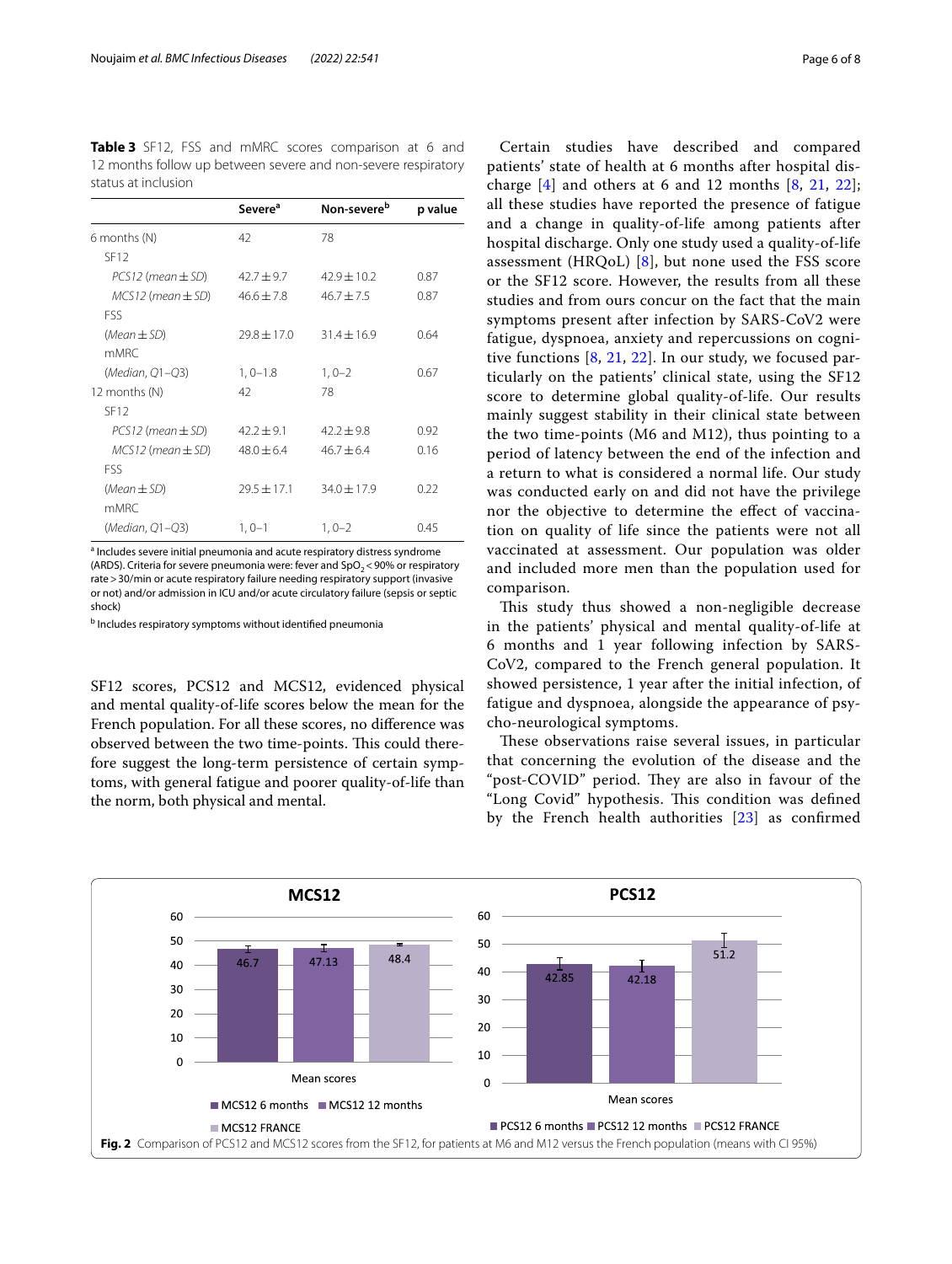**Table 3** SF12, FSS and mMRC scores comparison at 6 and 12 months follow up between severe and non-severe respiratory status at inclusion

| | Severe[a] | Non-severe[b] | p value |
|---|---|---|---|
| 6 months (N) | 42 | 78 | |
| SF12 | | | |
| *PCS12 (mean ± SD)* | 42.7 ± 9.7 | 42.9 ± 10.2 | 0.87 |
| *MCS12 (mean ± SD)* | 46.6 ± 7.8 | 46.7 ± 7.5 | 0.87 |
| FSS | | | |
| *(Mean ± SD)* | 29.8 ± 17.0 | 31.4 ± 16.9 | 0.64 |
| mMRC | | | |
| *(Median, Q1–Q3)* | 1, 0–1.8 | 1, 0–2 | 0.67 |
| 12 months (N) | 42 | 78 | |
| SF12 | | | |
| *PCS12 (mean ± SD)* | 42.2 ± 9.1 | 42.2 ± 9.8 | 0.92 |
| *MCS12 (mean ± SD)* | 48.0 ± 6.4 | 46.7 ± 6.4 | 0.16 |
| FSS | | | |
| *(Mean ± SD)* | 29.5 ± 17.1 | 34.0 ± 17.9 | 0.22 |
| mMRC | | | |
| *(Median, Q1–Q3)* | 1, 0–1 | 1, 0–2 | 0.45 |

[a] Includes severe initial pneumonia and acute respiratory distress syndrome (ARDS). Criteria for severe pneumonia were: fever and $SpO_2 < 90\%$ or respiratory rate > 30/min or acute respiratory failure needing respiratory support (invasive or not) and/or admission in ICU and/or acute circulatory failure (sepsis or septic shock)

[b] Includes respiratory symptoms without identified pneumonia

SF12 scores, PCS12 and MCS12, evidenced physical and mental quality-of-life scores below the mean for the French population. For all these scores, no difference was observed between the two time-points. This could therefore suggest the long-term persistence of certain symptoms, with general fatigue and poorer quality-of-life than the norm, both physical and mental.

Certain studies have described and compared patients' state of health at 6 months after hospital discharge [4] and others at 6 and 12 months [8, 21, 22]; all these studies have reported the presence of fatigue and a change in quality-of-life among patients after hospital discharge. Only one study used a quality-of-life assessment (HRQoL) [8], but none used the FSS score or the SF12 score. However, the results from all these studies and from ours concur on the fact that the main symptoms present after infection by SARS-CoV2 were fatigue, dyspnoea, anxiety and repercussions on cognitive functions [8, 21, 22]. In our study, we focused particularly on the patients' clinical state, using the SF12 score to determine global quality-of-life. Our results mainly suggest stability in their clinical state between the two time-points (M6 and M12), thus pointing to a period of latency between the end of the infection and a return to what is considered a normal life. Our study was conducted early on and did not have the privilege nor the objective to determine the effect of vaccination on quality of life since the patients were not all vaccinated at assessment. Our population was older and included more men than the population used for comparison.

This study thus showed a non-negligible decrease in the patients' physical and mental quality-of-life at 6 months and 1 year following infection by SARS-CoV2, compared to the French general population. It showed persistence, 1 year after the initial infection, of fatigue and dyspnoea, alongside the appearance of psycho-neurological symptoms.

These observations raise several issues, in particular that concerning the evolution of the disease and the "post-COVID" period. They are also in favour of the "Long Covid" hypothesis. This condition was defined by the French health authorities [23] as confirmed

**Fig. 2** Comparison of PCS12 and MCS12 scores from the SF12, for patients at M6 and M12 versus the French population (means with CI 95%)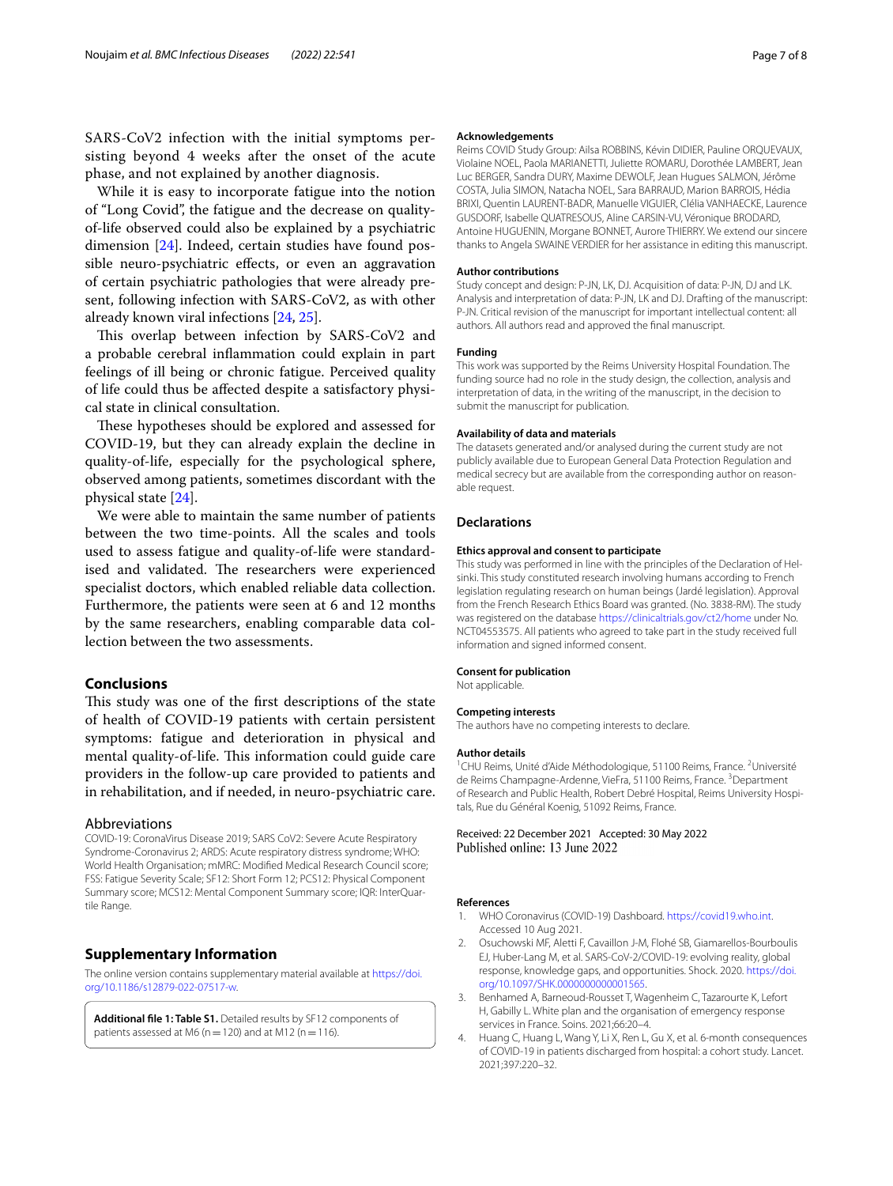SARS-CoV2 infection with the initial symptoms persisting beyond 4 weeks after the onset of the acute phase, and not explained by another diagnosis.

While it is easy to incorporate fatigue into the notion of "Long Covid", the fatigue and the decrease on quality-of-life observed could also be explained by a psychiatric dimension [24]. Indeed, certain studies have found possible neuro-psychiatric effects, or even an aggravation of certain psychiatric pathologies that were already present, following infection with SARS-CoV2, as with other already known viral infections [24, 25].

This overlap between infection by SARS-CoV2 and a probable cerebral inflammation could explain in part feelings of ill being or chronic fatigue. Perceived quality of life could thus be affected despite a satisfactory physical state in clinical consultation.

These hypotheses should be explored and assessed for COVID-19, but they can already explain the decline in quality-of-life, especially for the psychological sphere, observed among patients, sometimes discordant with the physical state [24].

We were able to maintain the same number of patients between the two time-points. All the scales and tools used to assess fatigue and quality-of-life were standardised and validated. The researchers were experienced specialist doctors, which enabled reliable data collection. Furthermore, the patients were seen at 6 and 12 months by the same researchers, enabling comparable data collection between the two assessments.

## Conclusions

This study was one of the first descriptions of the state of health of COVID-19 patients with certain persistent symptoms: fatigue and deterioration in physical and mental quality-of-life. This information could guide care providers in the follow-up care provided to patients and in rehabilitation, and if needed, in neuro-psychiatric care.

### Abbreviations

COVID-19: CoronaVirus Disease 2019; SARS CoV2: Severe Acute Respiratory Syndrome-Coronavirus 2; ARDS: Acute respiratory distress syndrome; WHO: World Health Organisation; mMRC: Modified Medical Research Council score; FSS: Fatigue Severity Scale; SF12: Short Form 12; PCS12: Physical Component Summary score; MCS12: Mental Component Summary score; IQR: InterQuartile Range.

## Supplementary Information

The online version contains supplementary material available at https://doi.org/10.1186/s12879-022-07517-w.

**Additional file 1: Table S1.** Detailed results by SF12 components of patients assessed at M6 (n = 120) and at M12 (n = 116).

### Acknowledgements

Reims COVID Study Group: Ailsa ROBBINS, Kévin DIDIER, Pauline ORQUEVAUX, Violaine NOEL, Paola MARIANETTI, Juliette ROMARU, Dorothée LAMBERT, Jean Luc BERGER, Sandra DURY, Maxime DEWOLF, Jean Hugues SALMON, Jérôme COSTA, Julia SIMON, Natacha NOEL, Sara BARRAUD, Marion BARROIS, Hédia BRIXI, Quentin LAURENT-BADR, Manuelle VIGUIER, Clélia VANHAECKE, Laurence GUSDORF, Isabelle QUATRESOUS, Aline CARSIN-VU, Véronique BRODARD, Antoine HUGUENIN, Morgane BONNET, Aurore THIERRY. We extend our sincere thanks to Angela SWAINE VERDIER for her assistance in editing this manuscript.

### Author contributions

Study concept and design: P-JN, LK, DJ. Acquisition of data: P-JN, DJ and LK. Analysis and interpretation of data: P-JN, LK and DJ. Drafting of the manuscript: P-JN. Critical revision of the manuscript for important intellectual content: all authors. All authors read and approved the final manuscript.

### Funding

This work was supported by the Reims University Hospital Foundation. The funding source had no role in the study design, the collection, analysis and interpretation of data, in the writing of the manuscript, in the decision to submit the manuscript for publication.

### Availability of data and materials

The datasets generated and/or analysed during the current study are not publicly available due to European General Data Protection Regulation and medical secrecy but are available from the corresponding author on reasonable request.

## Declarations

### Ethics approval and consent to participate

This study was performed in line with the principles of the Declaration of Helsinki. This study constituted research involving humans according to French legislation regulating research on human beings (Jardé legislation). Approval from the French Research Ethics Board was granted. (No. 3838-RM). The study was registered on the database https://clinicaltrials.gov/ct2/home under No. NCT04553575. All patients who agreed to take part in the study received full information and signed informed consent.

### Consent for publication

Not applicable.

### Competing interests

The authors have no competing interests to declare.

### Author details

[1]CHU Reims, Unité d'Aide Méthodologique, 51100 Reims, France. [2]Université de Reims Champagne-Ardenne, VieFra, 51100 Reims, France. [3]Department of Research and Public Health, Robert Debré Hospital, Reims University Hospitals, Rue du Général Koenig, 51092 Reims, France.

Received: 22 December 2021 Accepted: 30 May 2022
Published online: 13 June 2022

### References

1. WHO Coronavirus (COVID-19) Dashboard. https://covid19.who.int. Accessed 10 Aug 2021.
2. Osuchowski MF, Aletti F, Cavaillon J-M, Flohé SB, Giamarellos-Bourboulis EJ, Huber-Lang M, et al. SARS-CoV-2/COVID-19: evolving reality, global response, knowledge gaps, and opportunities. Shock. 2020. https://doi.org/10.1097/SHK.0000000000001565.
3. Benhamed A, Barneoud-Rousset T, Wagenheim C, Tazarourte K, Lefort H, Gabilly L. White plan and the organisation of emergency response services in France. Soins. 2021;66:20–4.
4. Huang C, Huang L, Wang Y, Li X, Ren L, Gu X, et al. 6-month consequences of COVID-19 in patients discharged from hospital: a cohort study. Lancet. 2021;397:220–32.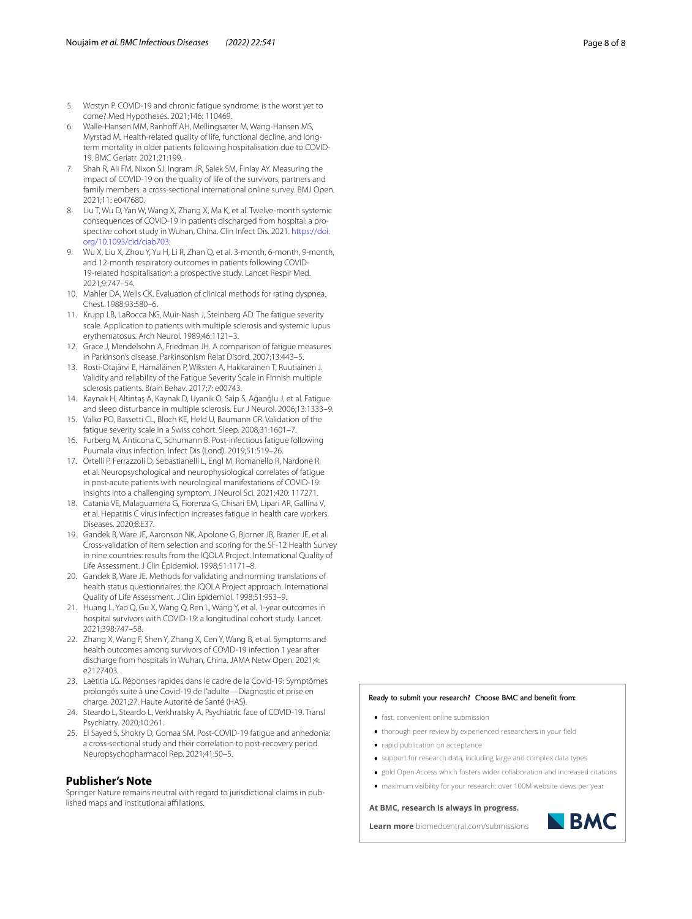5. Wostyn P. COVID-19 and chronic fatigue syndrome: is the worst yet to come? Med Hypotheses. 2021;146: 110469.
6. Walle-Hansen MM, Ranhoff AH, Mellingsæter M, Wang-Hansen MS, Myrstad M. Health-related quality of life, functional decline, and long-term mortality in older patients following hospitalisation due to COVID-19. BMC Geriatr. 2021;21:199.
7. Shah R, Ali FM, Nixon SJ, Ingram JR, Salek SM, Finlay AY. Measuring the impact of COVID-19 on the quality of life of the survivors, partners and family members: a cross-sectional international online survey. BMJ Open. 2021;11: e047680.
8. Liu T, Wu D, Yan W, Wang X, Zhang X, Ma K, et al. Twelve-month systemic consequences of COVID-19 in patients discharged from hospital: a prospective cohort study in Wuhan, China. Clin Infect Dis. 2021. https://doi.org/10.1093/cid/ciab703.
9. Wu X, Liu X, Zhou Y, Yu H, Li R, Zhan Q, et al. 3-month, 6-month, 9-month, and 12-month respiratory outcomes in patients following COVID-19-related hospitalisation: a prospective study. Lancet Respir Med. 2021;9:747–54.
10. Mahler DA, Wells CK. Evaluation of clinical methods for rating dyspnea. Chest. 1988;93:580–6.
11. Krupp LB, LaRocca NG, Muir-Nash J, Steinberg AD. The fatigue severity scale. Application to patients with multiple sclerosis and systemic lupus erythematosus. Arch Neurol. 1989;46:1121–3.
12. Grace J, Mendelsohn A, Friedman JH. A comparison of fatigue measures in Parkinson's disease. Parkinsonism Relat Disord. 2007;13:443–5.
13. Rosti-Otajärvi E, Hämäläinen P, Wiksten A, Hakkarainen T, Ruutiainen J. Validity and reliability of the Fatigue Severity Scale in Finnish multiple sclerosis patients. Brain Behav. 2017;7: e00743.
14. Kaynak H, Altintaş A, Kaynak D, Uyanik O, Saip S, Ağaoğlu J, et al. Fatigue and sleep disturbance in multiple sclerosis. Eur J Neurol. 2006;13:1333–9.
15. Valko PO, Bassetti CL, Bloch KE, Held U, Baumann CR. Validation of the fatigue severity scale in a Swiss cohort. Sleep. 2008;31:1601–7.
16. Furberg M, Anticona C, Schumann B. Post-infectious fatigue following Puumala virus infection. Infect Dis (Lond). 2019;51:519–26.
17. Ortelli P, Ferrazzoli D, Sebastianelli L, Engl M, Romanello R, Nardone R, et al. Neuropsychological and neurophysiological correlates of fatigue in post-acute patients with neurological manifestations of COVID-19: insights into a challenging symptom. J Neurol Sci. 2021;420: 117271.
18. Catania VE, Malaguarnera G, Fiorenza G, Chisari EM, Lipari AR, Gallina V, et al. Hepatitis C virus infection increases fatigue in health care workers. Diseases. 2020;8:E37.
19. Gandek B, Ware JE, Aaronson NK, Apolone G, Bjorner JB, Brazier JE, et al. Cross-validation of item selection and scoring for the SF-12 Health Survey in nine countries: results from the IQOLA Project. International Quality of Life Assessment. J Clin Epidemiol. 1998;51:1171–8.
20. Gandek B, Ware JE. Methods for validating and norming translations of health status questionnaires: the IQOLA Project approach. International Quality of Life Assessment. J Clin Epidemiol. 1998;51:953–9.
21. Huang L, Yao Q, Gu X, Wang Q, Ren L, Wang Y, et al. 1-year outcomes in hospital survivors with COVID-19: a longitudinal cohort study. Lancet. 2021;398:747–58.
22. Zhang X, Wang F, Shen Y, Zhang X, Cen Y, Wang B, et al. Symptoms and health outcomes among survivors of COVID-19 infection 1 year after discharge from hospitals in Wuhan, China. JAMA Netw Open. 2021;4: e2127403.
23. Laëtitia LG. Réponses rapides dans le cadre de la Covid-19: Symptômes prolongés suite à une Covid-19 de l'adulte—Diagnostic et prise en charge. 2021;27. Haute Autorité de Santé (HAS).
24. Steardo L, Steardo L, Verkhratsky A. Psychiatric face of COVID-19. Transl Psychiatry. 2020;10:261.
25. El Sayed S, Shokry D, Gomaa SM. Post-COVID-19 fatigue and anhedonia: a cross-sectional study and their correlation to post-recovery period. Neuropsychopharmacol Rep. 2021;41:50–5.

## Publisher's Note

Springer Nature remains neutral with regard to jurisdictional claims in published maps and institutional affiliations.

Ready to submit your research? Choose BMC and benefit from:

- fast, convenient online submission
- thorough peer review by experienced researchers in your field
- rapid publication on acceptance
- support for research data, including large and complex data types
- gold Open Access which fosters wider collaboration and increased citations
- maximum visibility for your research: over 100M website views per year

**At BMC, research is always in progress.**

**Learn more** biomedcentral.com/submissions

BMC